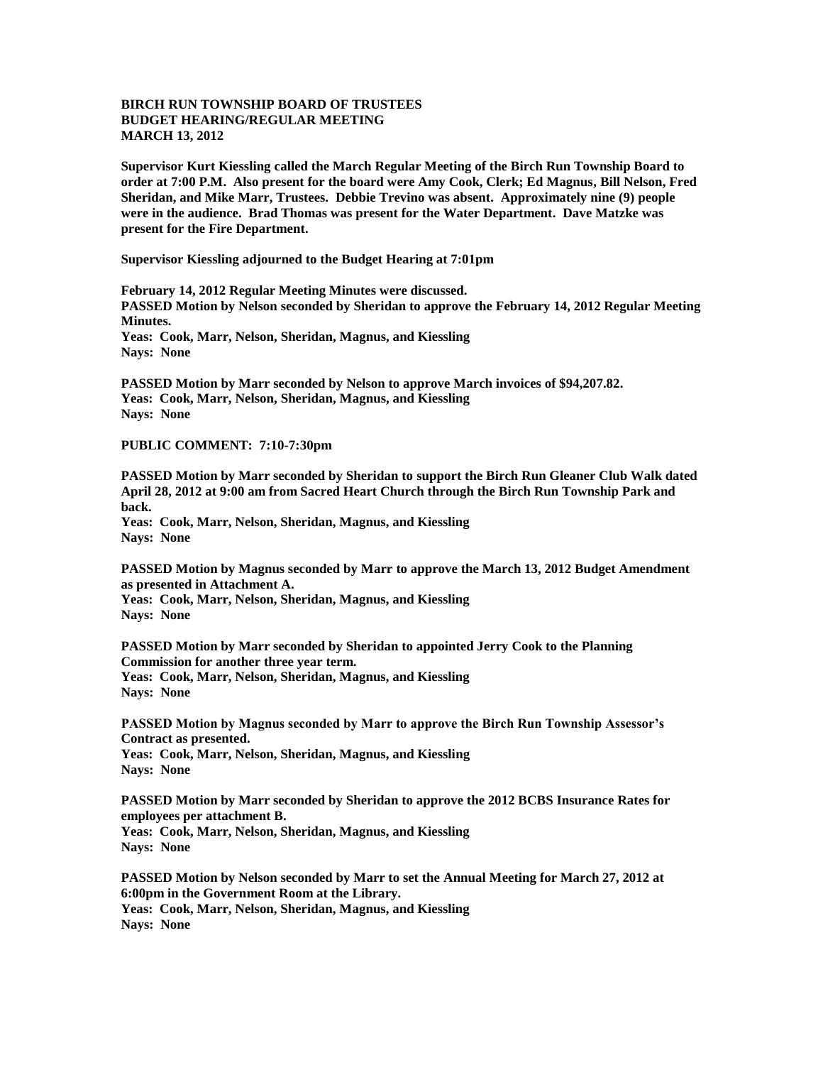**BIRCH RUN TOWNSHIP BOARD OF TRUSTEES**
**BUDGET HEARING/REGULAR MEETING**
**MARCH 13, 2012**

**Supervisor Kurt Kiessling called the March Regular Meeting of the Birch Run Township Board to order at 7:00 P.M. Also present for the board were Amy Cook, Clerk; Ed Magnus, Bill Nelson, Fred Sheridan, and Mike Marr, Trustees. Debbie Trevino was absent. Approximately nine (9) people were in the audience. Brad Thomas was present for the Water Department. Dave Matzke was present for the Fire Department.**

**Supervisor Kiessling adjourned to the Budget Hearing at 7:01pm**

**February 14, 2012 Regular Meeting Minutes were discussed.**
**PASSED Motion by Nelson seconded by Sheridan to approve the February 14, 2012 Regular Meeting Minutes.**
**Yeas: Cook, Marr, Nelson, Sheridan, Magnus, and Kiessling**
**Nays: None**

**PASSED Motion by Marr seconded by Nelson to approve March invoices of $94,207.82.**
**Yeas: Cook, Marr, Nelson, Sheridan, Magnus, and Kiessling**
**Nays: None**

**PUBLIC COMMENT: 7:10-7:30pm**

**PASSED Motion by Marr seconded by Sheridan to support the Birch Run Gleaner Club Walk dated April 28, 2012 at 9:00 am from Sacred Heart Church through the Birch Run Township Park and back.**
**Yeas: Cook, Marr, Nelson, Sheridan, Magnus, and Kiessling**
**Nays: None**

**PASSED Motion by Magnus seconded by Marr to approve the March 13, 2012 Budget Amendment as presented in Attachment A.**
**Yeas: Cook, Marr, Nelson, Sheridan, Magnus, and Kiessling**
**Nays: None**

**PASSED Motion by Marr seconded by Sheridan to appointed Jerry Cook to the Planning Commission for another three year term.**
**Yeas: Cook, Marr, Nelson, Sheridan, Magnus, and Kiessling**
**Nays: None**

**PASSED Motion by Magnus seconded by Marr to approve the Birch Run Township Assessor's Contract as presented.**
**Yeas: Cook, Marr, Nelson, Sheridan, Magnus, and Kiessling**
**Nays: None**

**PASSED Motion by Marr seconded by Sheridan to approve the 2012 BCBS Insurance Rates for employees per attachment B.**
**Yeas: Cook, Marr, Nelson, Sheridan, Magnus, and Kiessling**
**Nays: None**

**PASSED Motion by Nelson seconded by Marr to set the Annual Meeting for March 27, 2012 at 6:00pm in the Government Room at the Library.**
**Yeas: Cook, Marr, Nelson, Sheridan, Magnus, and Kiessling**
**Nays: None**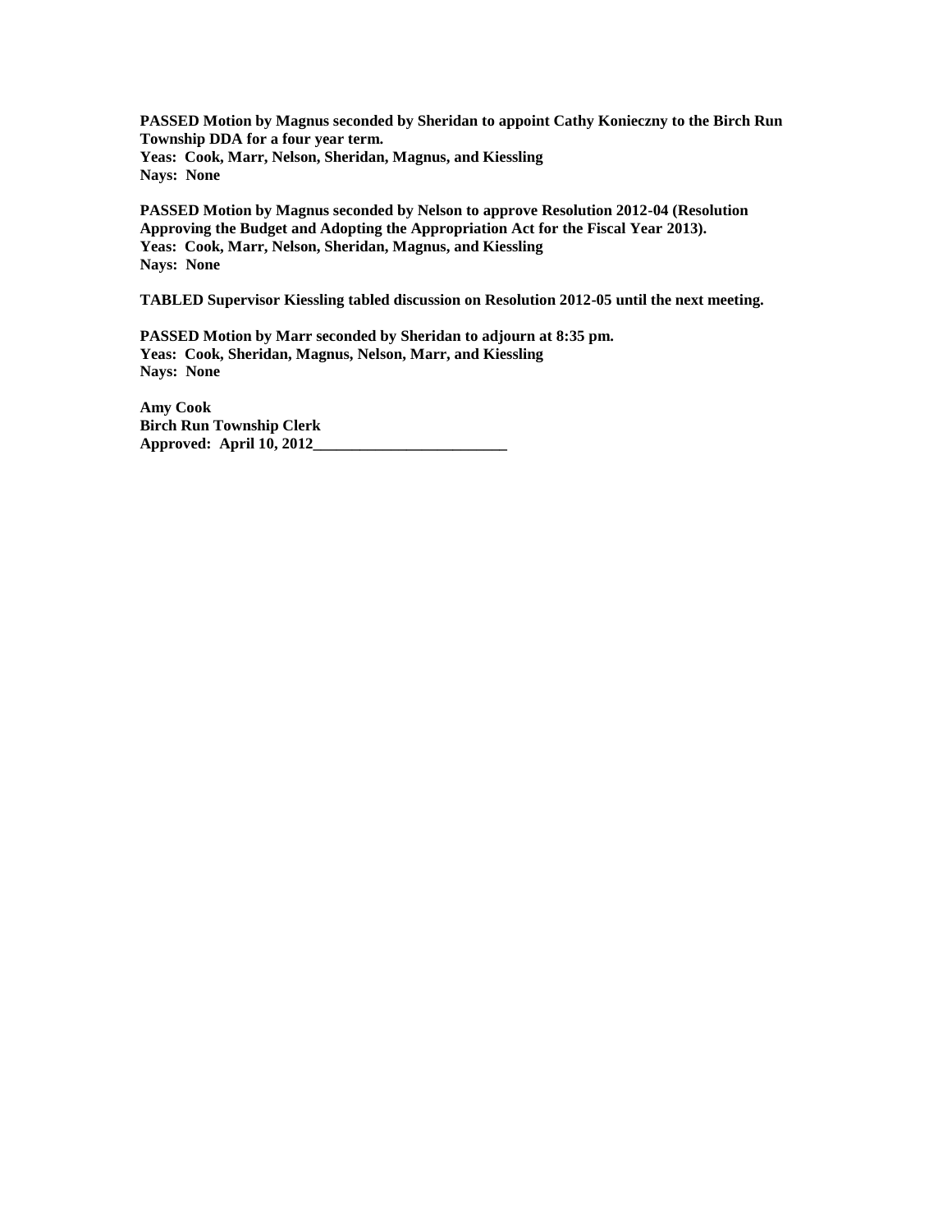**PASSED Motion by Magnus seconded by Sheridan to appoint Cathy Konieczny to the Birch Run Township DDA for a four year term.**
**Yeas: Cook, Marr, Nelson, Sheridan, Magnus, and Kiessling**
**Nays: None**

**PASSED Motion by Magnus seconded by Nelson to approve Resolution 2012-04 (Resolution Approving the Budget and Adopting the Appropriation Act for the Fiscal Year 2013).**
**Yeas: Cook, Marr, Nelson, Sheridan, Magnus, and Kiessling**
**Nays: None**

**TABLED Supervisor Kiessling tabled discussion on Resolution 2012-05 until the next meeting.**

**PASSED Motion by Marr seconded by Sheridan to adjourn at 8:35 pm.**
**Yeas: Cook, Sheridan, Magnus, Nelson, Marr, and Kiessling**
**Nays: None**

**Amy Cook**
**Birch Run Township Clerk**
**Approved: April 10, 2012_________________________**